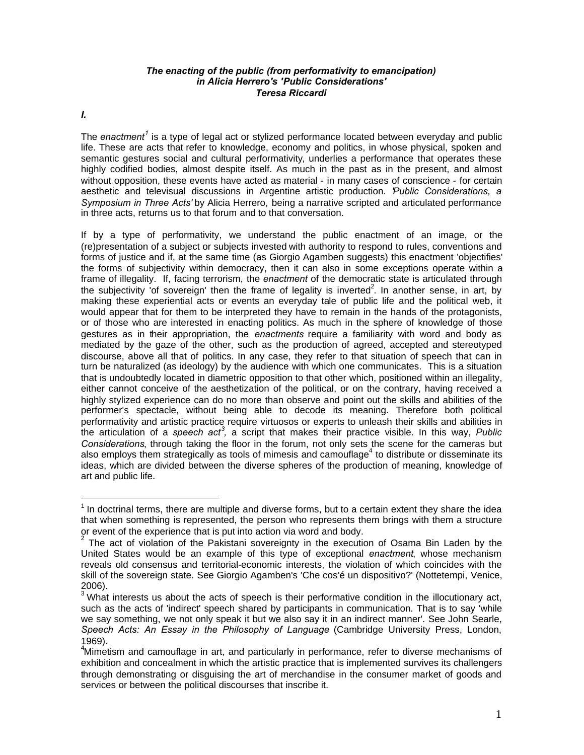***The enacting of the public (from performativity to emancipation)***
***in Alicia Herrero's 'Public Considerations'***
***Teresa Riccardi***

***I.***

The *enactment*[1] is a type of legal act or stylized performance located between everyday and public life. These are acts that refer to knowledge, economy and politics, in whose physical, spoken and semantic gestures social and cultural performativity, underlies a performance that operates these highly codified bodies, almost despite itself. As much in the past as in the present, and almost without opposition, these events have acted as material - in many cases of conscience - for certain aesthetic and televisual discussions in Argentine artistic production. *'Public Considerations, a Symposium in Three Acts'* by Alicia Herrero, being a narrative scripted and articulated performance in three acts, returns us to that forum and to that conversation.

If by a type of performativity, we understand the public enactment of an image, or the (re)presentation of a subject or subjects invested with authority to respond to rules, conventions and forms of justice and if, at the same time (as Giorgio Agamben suggests) this enactment 'objectifies' the forms of subjectivity within democracy, then it can also in some exceptions operate within a frame of illegality. If, facing terrorism, the *enactment* of the democratic state is articulated through the subjectivity 'of sovereign' then the frame of legality is inverted[2]. In another sense, in art, by making these experiential acts or events an everyday tale of public life and the political web, it would appear that for them to be interpreted they have to remain in the hands of the protagonists, or of those who are interested in enacting politics. As much in the sphere of knowledge of those gestures as in their appropriation, the *enactments* require a familiarity with word and body as mediated by the gaze of the other, such as the production of agreed, accepted and stereotyped discourse, above all that of politics. In any case, they refer to that situation of speech that can in turn be naturalized (as ideology) by the audience with which one communicates. This is a situation that is undoubtedly located in diametric opposition to that other which, positioned within an illegality, either cannot conceive of the aesthetization of the political, or on the contrary, having received a highly stylized experience can do no more than observe and point out the skills and abilities of the performer's spectacle, without being able to decode its meaning. Therefore both political performativity and artistic practice require virtuosos or experts to unleash their skills and abilities in the articulation of a *speech act*[3], a script that makes their practice visible. In this way, *Public Considerations*, through taking the floor in the forum, not only sets the scene for the cameras but also employs them strategically as tools of mimesis and camouflage[4] to distribute or disseminate its ideas, which are divided between the diverse spheres of the production of meaning, knowledge of art and public life.

---

[1] In doctrinal terms, there are multiple and diverse forms, but to a certain extent they share the idea that when something is represented, the person who represents them brings with them a structure or event of the experience that is put into action via word and body.

[2] The act of violation of the Pakistani sovereignty in the execution of Osama Bin Laden by the United States would be an example of this type of exceptional *enactment*, whose mechanism reveals old consensus and territorial-economic interests, the violation of which coincides with the skill of the sovereign state. See Giorgio Agamben's 'Che cos'é un dispositivo?' (Nottetempi, Venice, 2006).

[3] What interests us about the acts of speech is their performative condition in the illocutionary act, such as the acts of 'indirect' speech shared by participants in communication. That is to say 'while we say something, we not only speak it but we also say it in an indirect manner'. See John Searle, *Speech Acts: An Essay in the Philosophy of Language* (Cambridge University Press, London, 1969).

[4] Mimetism and camouflage in art, and particularly in performance, refer to diverse mechanisms of exhibition and concealment in which the artistic practice that is implemented survives its challengers through demonstrating or disguising the art of merchandise in the consumer market of goods and services or between the political discourses that inscribe it.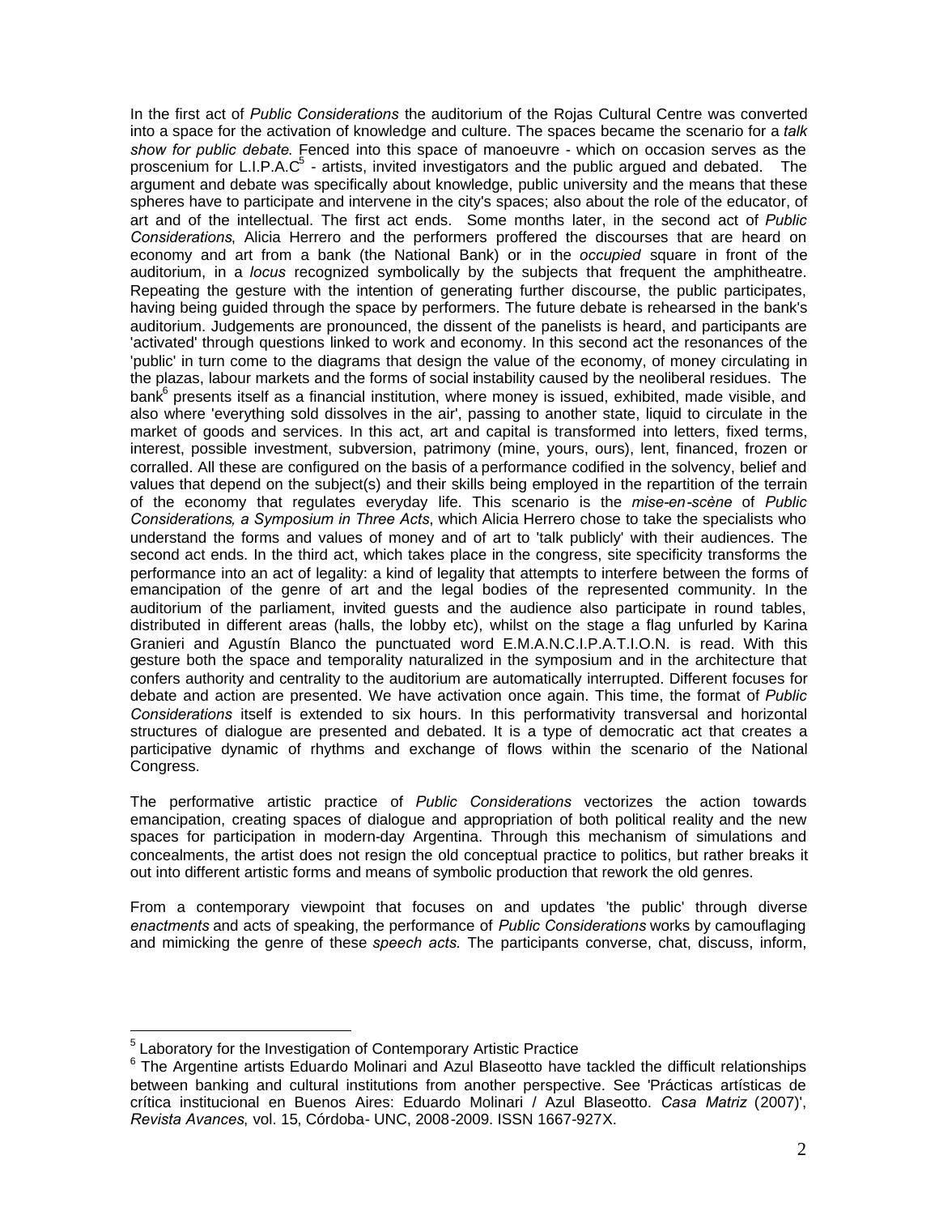In the first act of *Public Considerations* the auditorium of the Rojas Cultural Centre was converted into a space for the activation of knowledge and culture. The spaces became the scenario for a *talk show for public debate*. Fenced into this space of manoeuvre - which on occasion serves as the proscenium for L.I.P.A.C[5] - artists, invited investigators and the public argued and debated. The argument and debate was specifically about knowledge, public university and the means that these spheres have to participate and intervene in the city's spaces; also about the role of the educator, of art and of the intellectual. The first act ends. Some months later, in the second act of *Public Considerations*, Alicia Herrero and the performers proffered the discourses that are heard on economy and art from a bank (the National Bank) or in the *occupied* square in front of the auditorium, in a *locus* recognized symbolically by the subjects that frequent the amphitheatre. Repeating the gesture with the intention of generating further discourse, the public participates, having being guided through the space by performers. The future debate is rehearsed in the bank's auditorium. Judgements are pronounced, the dissent of the panelists is heard, and participants are 'activated' through questions linked to work and economy. In this second act the resonances of the 'public' in turn come to the diagrams that design the value of the economy, of money circulating in the plazas, labour markets and the forms of social instability caused by the neoliberal residues. The bank[6] presents itself as a financial institution, where money is issued, exhibited, made visible, and also where 'everything sold dissolves in the air', passing to another state, liquid to circulate in the market of goods and services. In this act, art and capital is transformed into letters, fixed terms, interest, possible investment, subversion, patrimony (mine, yours, ours), lent, financed, frozen or corralled. All these are configured on the basis of a performance codified in the solvency, belief and values that depend on the subject(s) and their skills being employed in the repartition of the terrain of the economy that regulates everyday life. This scenario is the *mise-en-scène* of *Public Considerations, a Symposium in Three Acts*, which Alicia Herrero chose to take the specialists who understand the forms and values of money and of art to 'talk publicly' with their audiences. The second act ends. In the third act, which takes place in the congress, site specificity transforms the performance into an act of legality: a kind of legality that attempts to interfere between the forms of emancipation of the genre of art and the legal bodies of the represented community. In the auditorium of the parliament, invited guests and the audience also participate in round tables, distributed in different areas (halls, the lobby etc), whilst on the stage a flag unfurled by Karina Granieri and Agustín Blanco the punctuated word E.M.A.N.C.I.P.A.T.I.O.N. is read. With this gesture both the space and temporality naturalized in the symposium and in the architecture that confers authority and centrality to the auditorium are automatically interrupted. Different focuses for debate and action are presented. We have activation once again. This time, the format of *Public Considerations* itself is extended to six hours. In this performativity transversal and horizontal structures of dialogue are presented and debated. It is a type of democratic act that creates a participative dynamic of rhythms and exchange of flows within the scenario of the National Congress.

The performative artistic practice of *Public Considerations* vectorizes the action towards emancipation, creating spaces of dialogue and appropriation of both political reality and the new spaces for participation in modern-day Argentina. Through this mechanism of simulations and concealments, the artist does not resign the old conceptual practice to politics, but rather breaks it out into different artistic forms and means of symbolic production that rework the old genres.

From a contemporary viewpoint that focuses on and updates 'the public' through diverse *enactments* and acts of speaking, the performance of *Public Considerations* works by camouflaging and mimicking the genre of these *speech acts*. The participants converse, chat, discuss, inform,

---

[5] Laboratory for the Investigation of Contemporary Artistic Practice

[6] The Argentine artists Eduardo Molinari and Azul Blaseotto have tackled the difficult relationships between banking and cultural institutions from another perspective. See 'Prácticas artísticas de crítica institucional en Buenos Aires: Eduardo Molinari / Azul Blaseotto. *Casa Matriz* (2007)', *Revista Avances*, vol. 15, Córdoba- UNC, 2008-2009. ISSN 1667-927X.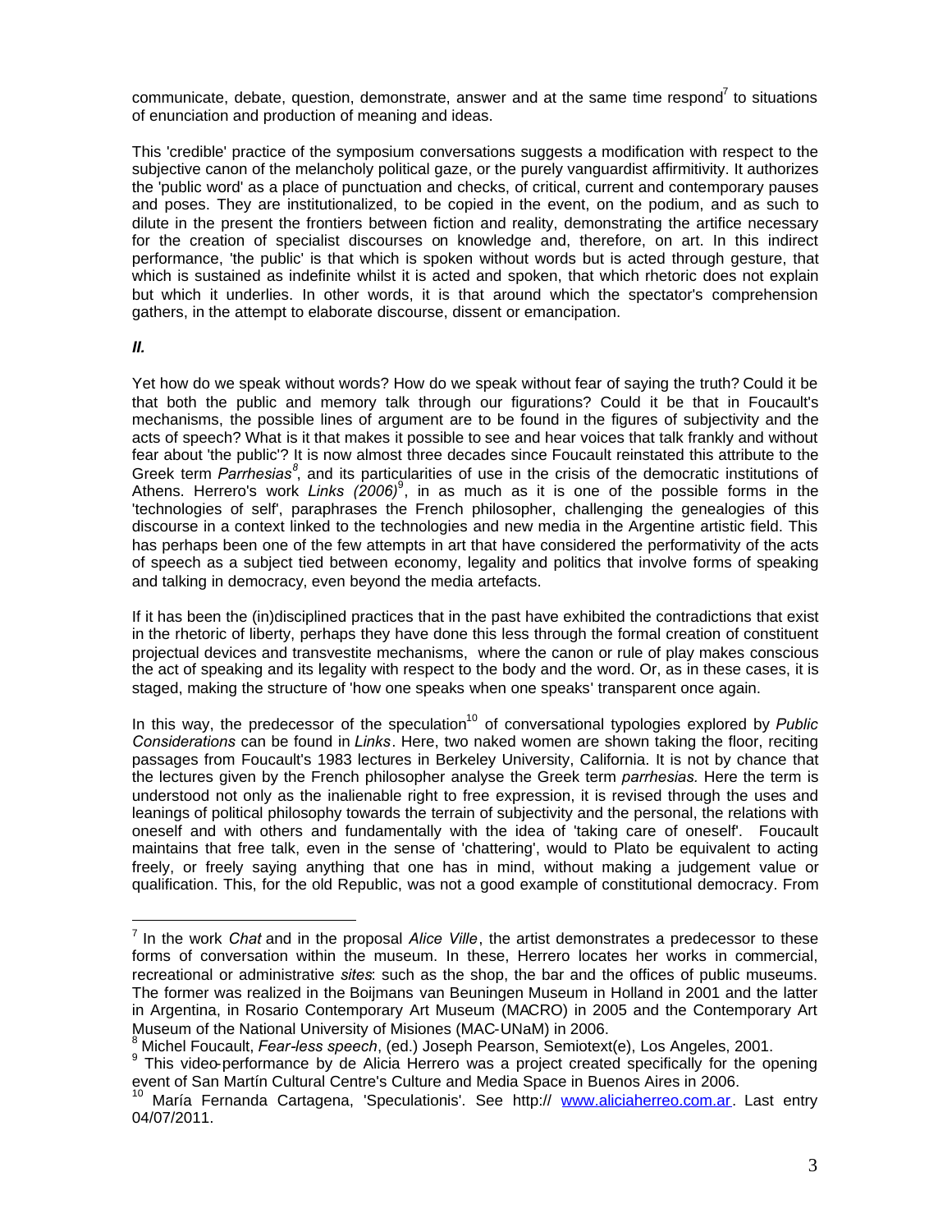communicate, debate, question, demonstrate, answer and at the same time respond[7] to situations of enunciation and production of meaning and ideas.

This 'credible' practice of the symposium conversations suggests a modification with respect to the subjective canon of the melancholy political gaze, or the purely vanguardist affirmitivity. It authorizes the 'public word' as a place of punctuation and checks, of critical, current and contemporary pauses and poses. They are institutionalized, to be copied in the event, on the podium, and as such to dilute in the present the frontiers between fiction and reality, demonstrating the artifice necessary for the creation of specialist discourses on knowledge and, therefore, on art. In this indirect performance, 'the public' is that which is spoken without words but is acted through gesture, that which is sustained as indefinite whilst it is acted and spoken, that which rhetoric does not explain but which it underlies. In other words, it is that around which the spectator's comprehension gathers, in the attempt to elaborate discourse, dissent or emancipation.

***II.***

Yet how do we speak without words? How do we speak without fear of saying the truth? Could it be that both the public and memory talk through our figurations? Could it be that in Foucault's mechanisms, the possible lines of argument are to be found in the figures of subjectivity and the acts of speech? What is it that makes it possible to see and hear voices that talk frankly and without fear about 'the public'? It is now almost three decades since Foucault reinstated this attribute to the Greek term *Parrhesias*[8], and its particularities of use in the crisis of the democratic institutions of Athens. Herrero's work *Links (2006)*[9], in as much as it is one of the possible forms in the 'technologies of self', paraphrases the French philosopher, challenging the genealogies of this discourse in a context linked to the technologies and new media in the Argentine artistic field. This has perhaps been one of the few attempts in art that have considered the performativity of the acts of speech as a subject tied between economy, legality and politics that involve forms of speaking and talking in democracy, even beyond the media artefacts.

If it has been the (in)disciplined practices that in the past have exhibited the contradictions that exist in the rhetoric of liberty, perhaps they have done this less through the formal creation of constituent projectual devices and transvestite mechanisms, where the canon or rule of play makes conscious the act of speaking and its legality with respect to the body and the word. Or, as in these cases, it is staged, making the structure of 'how one speaks when one speaks' transparent once again.

In this way, the predecessor of the speculation[10] of conversational typologies explored by *Public Considerations* can be found in *Links*. Here, two naked women are shown taking the floor, reciting passages from Foucault's 1983 lectures in Berkeley University, California. It is not by chance that the lectures given by the French philosopher analyse the Greek term *parrhesias.* Here the term is understood not only as the inalienable right to free expression, it is revised through the uses and leanings of political philosophy towards the terrain of subjectivity and the personal, the relations with oneself and with others and fundamentally with the idea of 'taking care of oneself'. Foucault maintains that free talk, even in the sense of 'chattering', would to Plato be equivalent to acting freely, or freely saying anything that one has in mind, without making a judgement value or qualification. This, for the old Republic, was not a good example of constitutional democracy. From

---

[7] In the work *Chat* and in the proposal *Alice Ville*, the artist demonstrates a predecessor to these forms of conversation within the museum. In these, Herrero locates her works in commercial, recreational or administrative *sites*: such as the shop, the bar and the offices of public museums. The former was realized in the Boijmans van Beuningen Museum in Holland in 2001 and the latter in Argentina, in Rosario Contemporary Art Museum (MACRO) in 2005 and the Contemporary Art Museum of the National University of Misiones (MAC-UNaM) in 2006.

[8] Michel Foucault, *Fear-less speech*, (ed.) Joseph Pearson, Semiotext(e), Los Angeles, 2001.

[9] This video-performance by de Alicia Herrero was a project created specifically for the opening event of San Martín Cultural Centre's Culture and Media Space in Buenos Aires in 2006.

[10] María Fernanda Cartagena, 'Speculationis'. See http:// www.aliciaherreo.com.ar. Last entry 04/07/2011.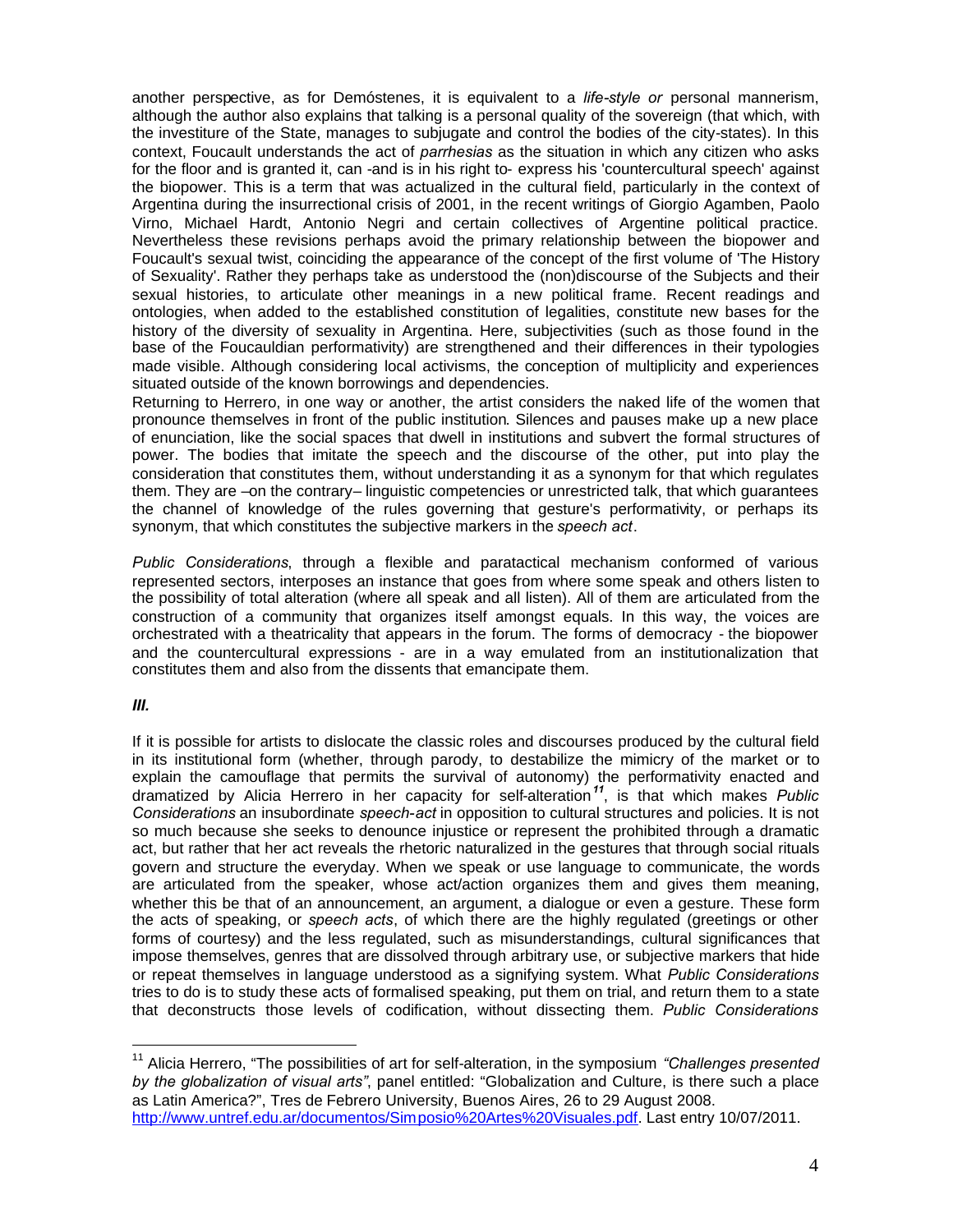another perspective, as for Demóstenes, it is equivalent to a *life-style or* personal mannerism, although the author also explains that talking is a personal quality of the sovereign (that which, with the investiture of the State, manages to subjugate and control the bodies of the city-states). In this context, Foucault understands the act of *parrhesias* as the situation in which any citizen who asks for the floor and is granted it, can -and is in his right to- express his 'countercultural speech' against the biopower. This is a term that was actualized in the cultural field, particularly in the context of Argentina during the insurrectional crisis of 2001, in the recent writings of Giorgio Agamben, Paolo Virno, Michael Hardt, Antonio Negri and certain collectives of Argentine political practice. Nevertheless these revisions perhaps avoid the primary relationship between the biopower and Foucault's sexual twist, coinciding the appearance of the concept of the first volume of 'The History of Sexuality'. Rather they perhaps take as understood the (non)discourse of the Subjects and their sexual histories, to articulate other meanings in a new political frame. Recent readings and ontologies, when added to the established constitution of legalities, constitute new bases for the history of the diversity of sexuality in Argentina. Here, subjectivities (such as those found in the base of the Foucauldian performativity) are strengthened and their differences in their typologies made visible. Although considering local activisms, the conception of multiplicity and experiences situated outside of the known borrowings and dependencies.

Returning to Herrero, in one way or another, the artist considers the naked life of the women that pronounce themselves in front of the public institution. Silences and pauses make up a new place of enunciation, like the social spaces that dwell in institutions and subvert the formal structures of power. The bodies that imitate the speech and the discourse of the other, put into play the consideration that constitutes them, without understanding it as a synonym for that which regulates them. They are –on the contrary– linguistic competencies or unrestricted talk, that which guarantees the channel of knowledge of the rules governing that gesture's performativity, or perhaps its synonym, that which constitutes the subjective markers in the *speech act*.

*Public Considerations*, through a flexible and paratactical mechanism conformed of various represented sectors, interposes an instance that goes from where some speak and others listen to the possibility of total alteration (where all speak and all listen). All of them are articulated from the construction of a community that organizes itself amongst equals. In this way, the voices are orchestrated with a theatricality that appears in the forum. The forms of democracy - the biopower and the countercultural expressions - are in a way emulated from an institutionalization that constitutes them and also from the dissents that emancipate them.

***III.***

If it is possible for artists to dislocate the classic roles and discourses produced by the cultural field in its institutional form (whether, through parody, to destabilize the mimicry of the market or to explain the camouflage that permits the survival of autonomy) the performativity enacted and dramatized by Alicia Herrero in her capacity for self-alteration[11], is that which makes *Public Considerations* an insubordinate *speech-act* in opposition to cultural structures and policies. It is not so much because she seeks to denounce injustice or represent the prohibited through a dramatic act, but rather that her act reveals the rhetoric naturalized in the gestures that through social rituals govern and structure the everyday. When we speak or use language to communicate, the words are articulated from the speaker, whose act/action organizes them and gives them meaning, whether this be that of an announcement, an argument, a dialogue or even a gesture. These form the acts of speaking, or *speech acts*, of which there are the highly regulated (greetings or other forms of courtesy) and the less regulated, such as misunderstandings, cultural significances that impose themselves, genres that are dissolved through arbitrary use, or subjective markers that hide or repeat themselves in language understood as a signifying system. What *Public Considerations* tries to do is to study these acts of formalised speaking, put them on trial, and return them to a state that deconstructs those levels of codification, without dissecting them. *Public Considerations*

---

[11] Alicia Herrero, "The possibilities of art for self-alteration, in the symposium *"Challenges presented by the globalization of visual arts"*, panel entitled: "Globalization and Culture, is there such a place as Latin America?", Tres de Febrero University, Buenos Aires, 26 to 29 August 2008. http://www.untref.edu.ar/documentos/Simposio%20Artes%20Visuales.pdf. Last entry 10/07/2011.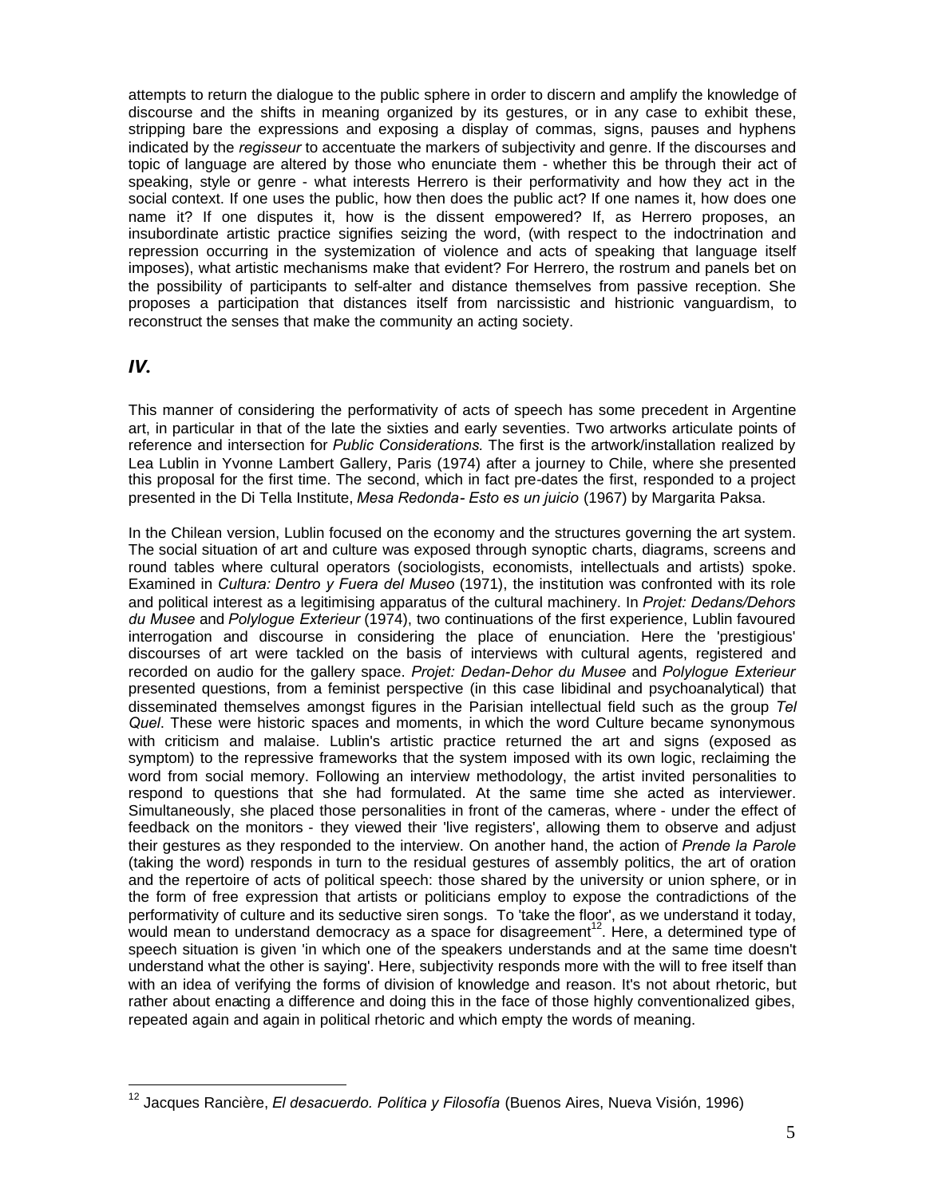attempts to return the dialogue to the public sphere in order to discern and amplify the knowledge of discourse and the shifts in meaning organized by its gestures, or in any case to exhibit these, stripping bare the expressions and exposing a display of commas, signs, pauses and hyphens indicated by the *regisseur* to accentuate the markers of subjectivity and genre. If the discourses and topic of language are altered by those who enunciate them - whether this be through their act of speaking, style or genre - what interests Herrero is their performativity and how they act in the social context. If one uses the public, how then does the public act? If one names it, how does one name it? If one disputes it, how is the dissent empowered? If, as Herrero proposes, an insubordinate artistic practice signifies seizing the word, (with respect to the indoctrination and repression occurring in the systemization of violence and acts of speaking that language itself imposes), what artistic mechanisms make that evident? For Herrero, the rostrum and panels bet on the possibility of participants to self-alter and distance themselves from passive reception. She proposes a participation that distances itself from narcissistic and histrionic vanguardism, to reconstruct the senses that make the community an acting society.

## *IV.*

This manner of considering the performativity of acts of speech has some precedent in Argentine art, in particular in that of the late the sixties and early seventies. Two artworks articulate points of reference and intersection for *Public Considerations.* The first is the artwork/installation realized by Lea Lublin in Yvonne Lambert Gallery, Paris (1974) after a journey to Chile, where she presented this proposal for the first time. The second, which in fact pre-dates the first, responded to a project presented in the Di Tella Institute, *Mesa Redonda- Esto es un juicio* (1967) by Margarita Paksa.

In the Chilean version, Lublin focused on the economy and the structures governing the art system. The social situation of art and culture was exposed through synoptic charts, diagrams, screens and round tables where cultural operators (sociologists, economists, intellectuals and artists) spoke. Examined in *Cultura: Dentro y Fuera del Museo* (1971), the institution was confronted with its role and political interest as a legitimising apparatus of the cultural machinery. In *Projet: Dedans/Dehors du Musee* and *Polylogue Exterieur* (1974), two continuations of the first experience, Lublin favoured interrogation and discourse in considering the place of enunciation. Here the 'prestigious' discourses of art were tackled on the basis of interviews with cultural agents, registered and recorded on audio for the gallery space. *Projet: Dedan-Dehor du Musee* and *Polylogue Exterieur* presented questions, from a feminist perspective (in this case libidinal and psychoanalytical) that disseminated themselves amongst figures in the Parisian intellectual field such as the group *Tel Quel*. These were historic spaces and moments, in which the word Culture became synonymous with criticism and malaise. Lublin's artistic practice returned the art and signs (exposed as symptom) to the repressive frameworks that the system imposed with its own logic, reclaiming the word from social memory. Following an interview methodology, the artist invited personalities to respond to questions that she had formulated. At the same time she acted as interviewer. Simultaneously, she placed those personalities in front of the cameras, where - under the effect of feedback on the monitors - they viewed their 'live registers', allowing them to observe and adjust their gestures as they responded to the interview. On another hand, the action of *Prende la Parole* (taking the word) responds in turn to the residual gestures of assembly politics, the art of oration and the repertoire of acts of political speech: those shared by the university or union sphere, or in the form of free expression that artists or politicians employ to expose the contradictions of the performativity of culture and its seductive siren songs. To 'take the floor', as we understand it today, would mean to understand democracy as a space for disagreement[12]. Here, a determined type of speech situation is given 'in which one of the speakers understands and at the same time doesn't understand what the other is saying'. Here, subjectivity responds more with the will to free itself than with an idea of verifying the forms of division of knowledge and reason. It's not about rhetoric, but rather about enacting a difference and doing this in the face of those highly conventionalized gibes, repeated again and again in political rhetoric and which empty the words of meaning.

[12] Jacques Rancière, *El desacuerdo. Política y Filosofía* (Buenos Aires, Nueva Visión, 1996)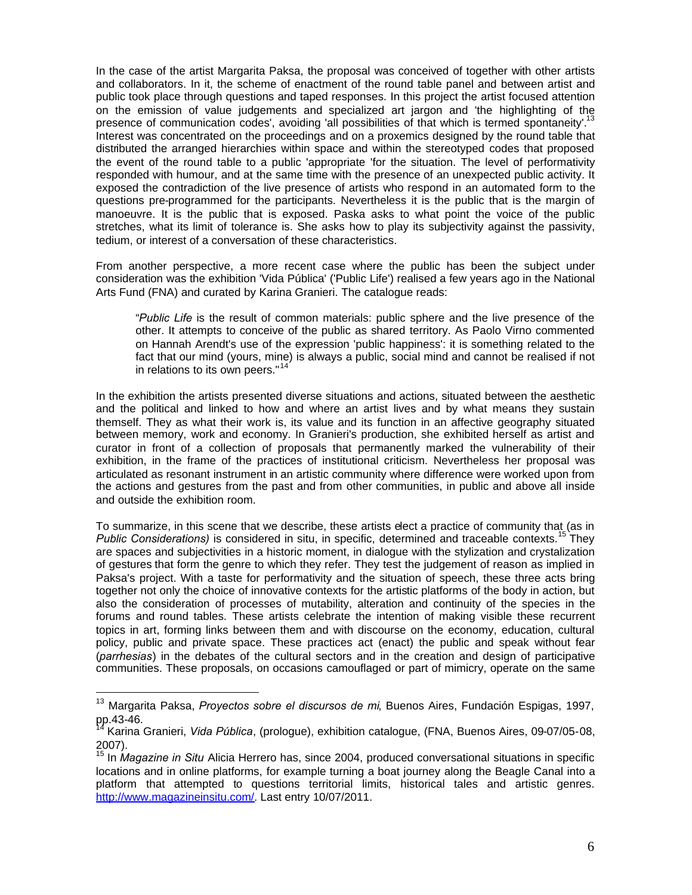In the case of the artist Margarita Paksa, the proposal was conceived of together with other artists and collaborators. In it, the scheme of enactment of the round table panel and between artist and public took place through questions and taped responses. In this project the artist focused attention on the emission of value judgements and specialized art jargon and 'the highlighting of the presence of communication codes', avoiding 'all possibilities of that which is termed spontaneity'.[13] Interest was concentrated on the proceedings and on a proxemics designed by the round table that distributed the arranged hierarchies within space and within the stereotyped codes that proposed the event of the round table to a public 'appropriate 'for the situation. The level of performativity responded with humour, and at the same time with the presence of an unexpected public activity. It exposed the contradiction of the live presence of artists who respond in an automated form to the questions pre-programmed for the participants. Nevertheless it is the public that is the margin of manoeuvre. It is the public that is exposed. Paska asks to what point the voice of the public stretches, what its limit of tolerance is. She asks how to play its subjectivity against the passivity, tedium, or interest of a conversation of these characteristics.

From another perspective, a more recent case where the public has been the subject under consideration was the exhibition 'Vida Pública' ('Public Life') realised a few years ago in the National Arts Fund (FNA) and curated by Karina Granieri. The catalogue reads:

> "*Public Life* is the result of common materials: public sphere and the live presence of the other. It attempts to conceive of the public as shared territory. As Paolo Virno commented on Hannah Arendt's use of the expression 'public happiness': it is something related to the fact that our mind (yours, mine) is always a public, social mind and cannot be realised if not in relations to its own peers."[14]

In the exhibition the artists presented diverse situations and actions, situated between the aesthetic and the political and linked to how and where an artist lives and by what means they sustain themself. They as what their work is, its value and its function in an affective geography situated between memory, work and economy. In Granieri's production, she exhibited herself as artist and curator in front of a collection of proposals that permanently marked the vulnerability of their exhibition, in the frame of the practices of institutional criticism. Nevertheless her proposal was articulated as resonant instrument in an artistic community where difference were worked upon from the actions and gestures from the past and from other communities, in public and above all inside and outside the exhibition room.

To summarize, in this scene that we describe, these artists elect a practice of community that (as in *Public Considerations)* is considered in situ, in specific, determined and traceable contexts.[15] They are spaces and subjectivities in a historic moment, in dialogue with the stylization and crystalization of gestures that form the genre to which they refer. They test the judgement of reason as implied in Paksa's project. With a taste for performativity and the situation of speech, these three acts bring together not only the choice of innovative contexts for the artistic platforms of the body in action, but also the consideration of processes of mutability, alteration and continuity of the species in the forums and round tables. These artists celebrate the intention of making visible these recurrent topics in art, forming links between them and with discourse on the economy, education, cultural policy, public and private space. These practices act (enact) the public and speak without fear (*parrhesias*) in the debates of the cultural sectors and in the creation and design of participative communities. These proposals, on occasions camouflaged or part of mimicry, operate on the same

---

[13] Margarita Paksa, *Proyectos sobre el discursos de mi*, Buenos Aires, Fundación Espigas, 1997, pp.43-46.

[14] Karina Granieri, *Vida Pública*, (prologue), exhibition catalogue, (FNA, Buenos Aires, 09-07/05-08, 2007).

[15] In *Magazine in Situ* Alicia Herrero has, since 2004, produced conversational situations in specific locations and in online platforms, for example turning a boat journey along the Beagle Canal into a platform that attempted to questions territorial limits, historical tales and artistic genres. http://www.magazineinsitu.com/. Last entry 10/07/2011.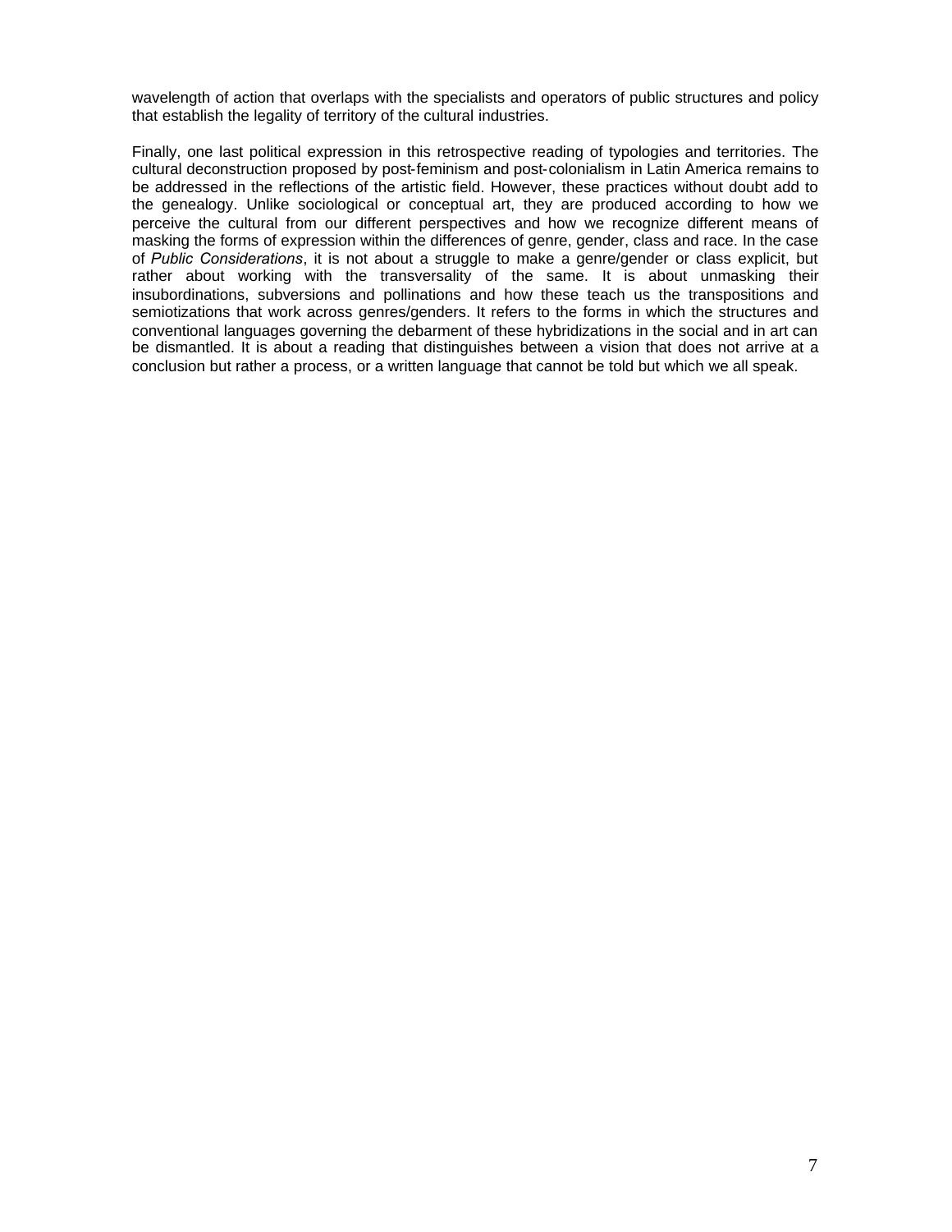wavelength of action that overlaps with the specialists and operators of public structures and policy that establish the legality of territory of the cultural industries.

Finally, one last political expression in this retrospective reading of typologies and territories. The cultural deconstruction proposed by post-feminism and post-colonialism in Latin America remains to be addressed in the reflections of the artistic field. However, these practices without doubt add to the genealogy. Unlike sociological or conceptual art, they are produced according to how we perceive the cultural from our different perspectives and how we recognize different means of masking the forms of expression within the differences of genre, gender, class and race. In the case of *Public Considerations*, it is not about a struggle to make a genre/gender or class explicit, but rather about working with the transversality of the same. It is about unmasking their insubordinations, subversions and pollinations and how these teach us the transpositions and semiotizations that work across genres/genders. It refers to the forms in which the structures and conventional languages governing the debarment of these hybridizations in the social and in art can be dismantled. It is about a reading that distinguishes between a vision that does not arrive at a conclusion but rather a process, or a written language that cannot be told but which we all speak.